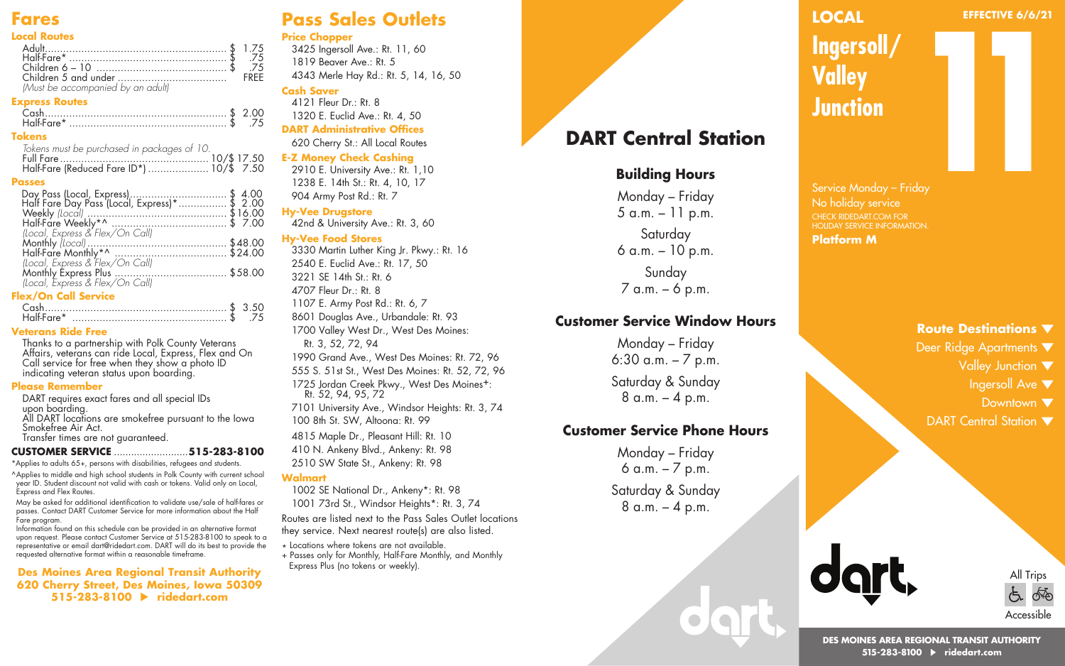# Fares

## Local Routes

| | |
|---|---|
| Adult | $ 1.75 |
| Half-Fare* | $ .75 |
| Children 6 – 10 | $ .75 |
| Children 5 and under | FREE |

*(Must be accompanied by an adult)*

## Express Routes

| | |
|---|---|
| Cash | $ 2.00 |
| Half-Fare* | $ .75 |

## Tokens

*Tokens must be purchased in packages of 10.*

| | |
|---|---|
| Full Fare | 10/$ 17.50 |
| Half-Fare (Reduced Fare ID*) | 10/$ 7.50 |

## Passes

| | |
|---|---|
| Day Pass (Local, Express) | $ 4.00 |
| Half Fare Day Pass (Local, Express)* | $ 2.00 |
| Weekly *(Local)* | $16.00 |
| Half-Fare Weekly*^ *(Local, Express & Flex/On Call)* | $ 7.00 |
| Monthly *(Local)* | $48.00 |
| Half-Fare Monthly*^ *(Local, Express & Flex/On Call)* | $24.00 |
| Monthly Express Plus *(Local, Express & Flex/On Call)* | $58.00 |

## Flex/On Call Service

| | |
|---|---|
| Cash | $ 3.50 |
| Half-Fare* | $ .75 |

## Veterans Ride Free

Thanks to a partnership with Polk County Veterans Affairs, veterans can ride Local, Express, Flex and On Call service for free when they show a photo ID indicating veteran status upon boarding.

## Please Remember

DART requires exact fares and all special IDs upon boarding.
All DART locations are smokefree pursuant to the Iowa Smokefree Air Act.
Transfer times are not guaranteed.

**CUSTOMER SERVICE ..........................515-283-8100**

*Applies to adults 65+, persons with disabilities, refugees and students.

^Applies to middle and high school students in Polk County with current school year ID. Student discount not valid with cash or tokens. Valid only on Local, Express and Flex Routes.

May be asked for additional identification to validate use/sale of half-fares or passes. Contact DART Customer Service for more information about the Half Fare program.

Information found on this schedule can be provided in an alternative format upon request. Please contact Customer Service at 515-283-8100 to speak to a representative or email dart@ridedart.com. DART will do its best to provide the requested alternative format within a reasonable timeframe.

**Des Moines Area Regional Transit Authority**
**620 Cherry Street, Des Moines, Iowa 50309**
**515-283-8100 ▶ ridedart.com**

# Pass Sales Outlets

## Price Chopper
3425 Ingersoll Ave.: Rt. 11, 60
1819 Beaver Ave.: Rt. 5
4343 Merle Hay Rd.: Rt. 5, 14, 16, 50

## Cash Saver
4121 Fleur Dr.: Rt. 8
1320 E. Euclid Ave.: Rt. 4, 50

## DART Administrative Offices
620 Cherry St.: All Local Routes

## E-Z Money Check Cashing
2910 E. University Ave.: Rt. 1,10
1238 E. 14th St.: Rt. 4, 10, 17
904 Army Post Rd.: Rt. 7

## Hy-Vee Drugstore
42nd & University Ave.: Rt. 3, 60

## Hy-Vee Food Stores
3330 Martin Luther King Jr. Pkwy.: Rt. 16
2540 E. Euclid Ave.: Rt. 17, 50
3221 SE 14th St.: Rt. 6
4707 Fleur Dr.: Rt. 8
1107 E. Army Post Rd.: Rt. 6, 7
8601 Douglas Ave., Urbandale: Rt. 93
1700 Valley West Dr., West Des Moines: Rt. 3, 52, 72, 94
1990 Grand Ave., West Des Moines: Rt. 72, 96
555 S. 51st St., West Des Moines: Rt. 52, 72, 96
1725 Jordan Creek Pkwy., West Des Moines+: Rt. 52, 94, 95, 72
7101 University Ave., Windsor Heights: Rt. 3, 74
100 8th St. SW, Altoona: Rt. 99
4815 Maple Dr., Pleasant Hill: Rt. 10
410 N. Ankeny Blvd., Ankeny: Rt. 98
2510 SW State St., Ankeny: Rt. 98

## Walmart
1002 SE National Dr., Ankeny*: Rt. 98
1001 73rd St., Windsor Heights*: Rt. 3, 74

Routes are listed next to the Pass Sales Outlet locations they service. Next nearest route(s) are also listed.

* Locations where tokens are not available.
+ Passes only for Monthly, Half-Fare Monthly, and Monthly Express Plus (no tokens or weekly).

# DART Central Station

## Building Hours
Monday – Friday
5 a.m. – 11 p.m.

Saturday
6 a.m. – 10 p.m.

Sunday
7 a.m. – 6 p.m.

## Customer Service Window Hours
Monday – Friday
6:30 a.m. – 7 p.m.

Saturday & Sunday
8 a.m. – 4 p.m.

## Customer Service Phone Hours
Monday – Friday
6 a.m. – 7 p.m.

Saturday & Sunday
8 a.m. – 4 p.m.

# LOCAL 11 Ingersoll/ Valley Junction

**EFFECTIVE 6/6/21**

Service Monday – Friday
No holiday service
CHECK RIDEDART.COM FOR HOLIDAY SERVICE INFORMATION.
**Platform M**

## Route Destinations ▼
Deer Ridge Apartments ▼
Valley Junction ▼
Ingersoll Ave ▼
Downtown ▼
DART Central Station ▼

All Trips Accessible

**DES MOINES AREA REGIONAL TRANSIT AUTHORITY**
**515-283-8100 ▶ ridedart.com**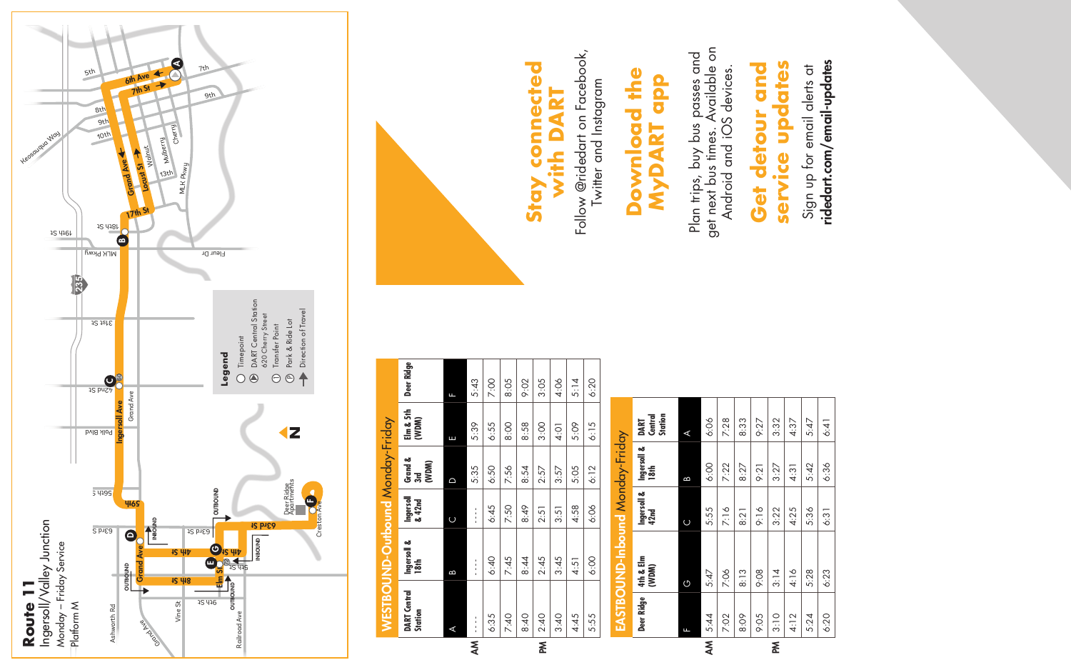# Route 11

Ingersoll/Valley Junction

Monday – Friday Service

Platform M

Legend

- Timepoint
- DART Central Station 620 Cherry Street
- Transfer Point
- Park & Ride Lot
- Direction of Travel

## WESTBOUND-Outbound Monday-Friday

| | DART Central Station | Ingersoll & 18th | Ingersoll & 42nd | Grand & 3rd (WDM) | Elm & 5th (WDM) | Deer Ridge |
|---|---|---|---|---|---|---|
| | A | B | C | D | E | F |
| AM | ---- | ---- | ---- | 5:35 | 5:39 | 5:43 |
| | 6:35 | 6:40 | 6:45 | 6:50 | 6:55 | 7:00 |
| | 7:40 | 7:45 | 7:50 | 7:56 | 8:00 | 8:05 |
| | 8:40 | 8:44 | 8:49 | 8:54 | 8:58 | 9:02 |
| PM | 2:40 | 2:45 | 2:51 | 2:57 | 3:00 | 3:05 |
| | 3:40 | 3:45 | 3:51 | 3:57 | 4:01 | 4:06 |
| | 4:45 | 4:51 | 4:58 | 5:05 | 5:09 | 5:14 |
| | 5:55 | 6:00 | 6:06 | 6:12 | 6:15 | 6:20 |

## EASTBOUND-Inbound Monday-Friday

| | Deer Ridge | 4th & Elm (WDM) | Ingersoll & 42nd | Ingersoll & 18th | DART Central Station |
|---|---|---|---|---|---|
| | F | G | C | B | A |
| AM | 5:44 | 5:47 | 5:55 | 6:00 | 6:06 |
| | 7:02 | 7:06 | 7:16 | 7:22 | 7:28 |
| | 8:09 | 8:13 | 8:21 | 8:27 | 8:33 |
| | 9:05 | 9:08 | 9:16 | 9:21 | 9:27 |
| PM | 3:10 | 3:14 | 3:22 | 3:27 | 3:32 |
| | 4:12 | 4:16 | 4:25 | 4:31 | 4:37 |
| | 5:24 | 5:28 | 5:36 | 5:42 | 5:47 |
| | 6:20 | 6:23 | 6:31 | 6:36 | 6:41 |

## Stay connected with DART

Follow @ridedart on Facebook, Twitter and Instagram

## Download the MyDART app

Plan trips, buy bus passes and get next bus times. Available on Android and iOS devices.

## Get detour and service updates

Sign up for email alerts at **ridedart.com/email-updates**